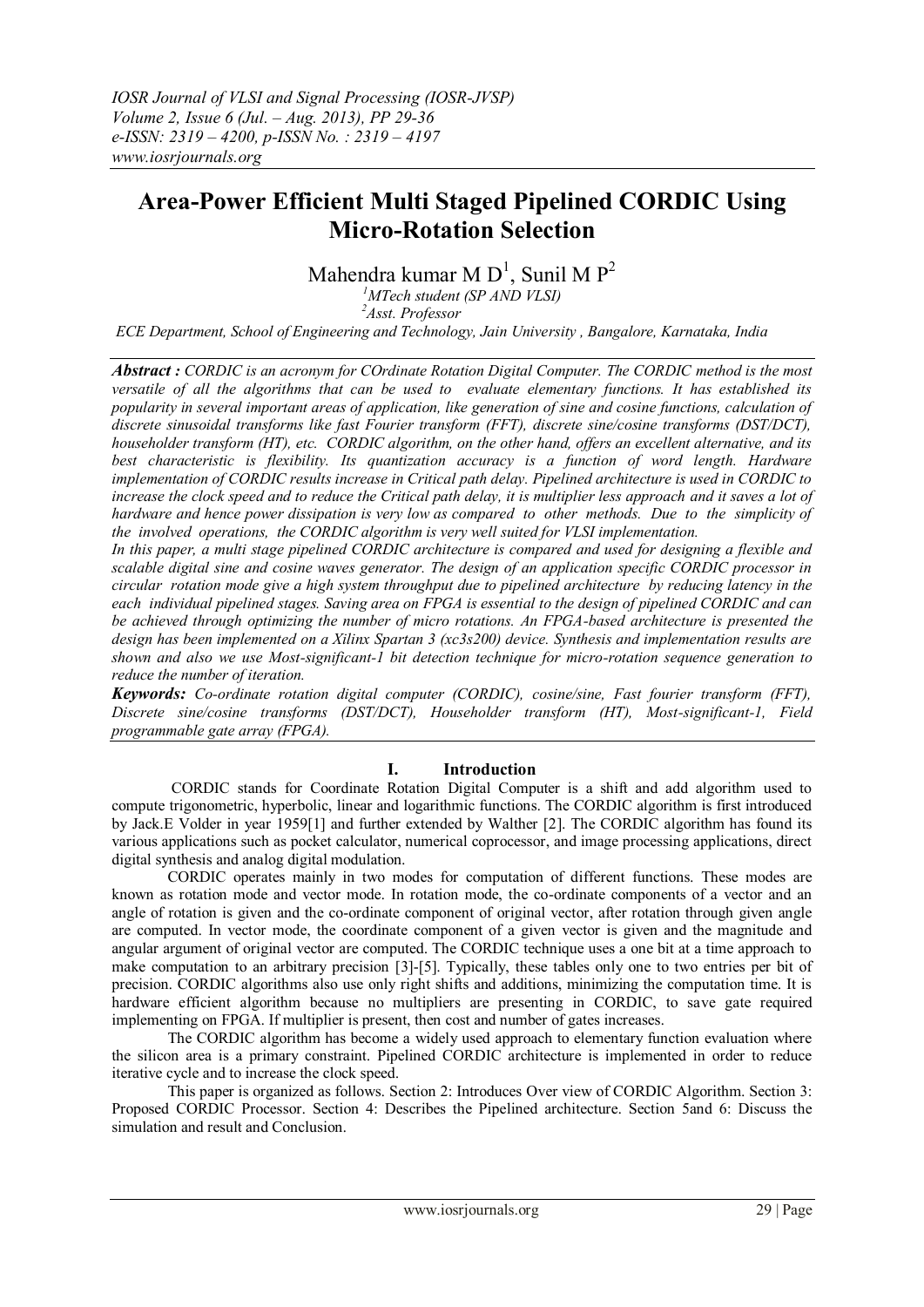# Area-Power Efficient Multi Staged Pipelined CORDIC Using Micro-Rotation Selection

Mahendra kumar M D[1], Sunil M P[2]

[1]MTech student (SP AND VLSI)
[2]Asst. Professor

ECE Department, School of Engineering and Technology, Jain University , Bangalore, Karnataka, India

***Abstract :*** *CORDIC is an acronym for COrdinate Rotation Digital Computer. The CORDIC method is the most versatile of all the algorithms that can be used to evaluate elementary functions. It has established its popularity in several important areas of application, like generation of sine and cosine functions, calculation of discrete sinusoidal transforms like fast Fourier transform (FFT), discrete sine/cosine transforms (DST/DCT), householder transform (HT), etc. CORDIC algorithm, on the other hand, offers an excellent alternative, and its best characteristic is flexibility. Its quantization accuracy is a function of word length. Hardware implementation of CORDIC results increase in Critical path delay. Pipelined architecture is used in CORDIC to increase the clock speed and to reduce the Critical path delay, it is multiplier less approach and it saves a lot of hardware and hence power dissipation is very low as compared to other methods. Due to the simplicity of the involved operations, the CORDIC algorithm is very well suited for VLSI implementation.*

*In this paper, a multi stage pipelined CORDIC architecture is compared and used for designing a flexible and scalable digital sine and cosine waves generator. The design of an application specific CORDIC processor in circular rotation mode give a high system throughput due to pipelined architecture by reducing latency in the each individual pipelined stages. Saving area on FPGA is essential to the design of pipelined CORDIC and can be achieved through optimizing the number of micro rotations. An FPGA-based architecture is presented the design has been implemented on a Xilinx Spartan 3 (xc3s200) device. Synthesis and implementation results are shown and also we use Most-significant-1 bit detection technique for micro-rotation sequence generation to reduce the number of iteration.*

***Keywords:*** *Co-ordinate rotation digital computer (CORDIC), cosine/sine, Fast fourier transform (FFT), Discrete sine/cosine transforms (DST/DCT), Householder transform (HT), Most-significant-1, Field programmable gate array (FPGA).*

## I. Introduction

CORDIC stands for Coordinate Rotation Digital Computer is a shift and add algorithm used to compute trigonometric, hyperbolic, linear and logarithmic functions. The CORDIC algorithm is first introduced by Jack.E Volder in year 1959[1] and further extended by Walther [2]. The CORDIC algorithm has found its various applications such as pocket calculator, numerical coprocessor, and image processing applications, direct digital synthesis and analog digital modulation.

CORDIC operates mainly in two modes for computation of different functions. These modes are known as rotation mode and vector mode. In rotation mode, the co-ordinate components of a vector and an angle of rotation is given and the co-ordinate component of original vector, after rotation through given angle are computed. In vector mode, the coordinate component of a given vector is given and the magnitude and angular argument of original vector are computed. The CORDIC technique uses a one bit at a time approach to make computation to an arbitrary precision [3]-[5]. Typically, these tables only one to two entries per bit of precision. CORDIC algorithms also use only right shifts and additions, minimizing the computation time. It is hardware efficient algorithm because no multipliers are presenting in CORDIC, to save gate required implementing on FPGA. If multiplier is present, then cost and number of gates increases.

The CORDIC algorithm has become a widely used approach to elementary function evaluation where the silicon area is a primary constraint. Pipelined CORDIC architecture is implemented in order to reduce iterative cycle and to increase the clock speed.

This paper is organized as follows. Section 2: Introduces Over view of CORDIC Algorithm. Section 3: Proposed CORDIC Processor. Section 4: Describes the Pipelined architecture. Section 5and 6: Discuss the simulation and result and Conclusion.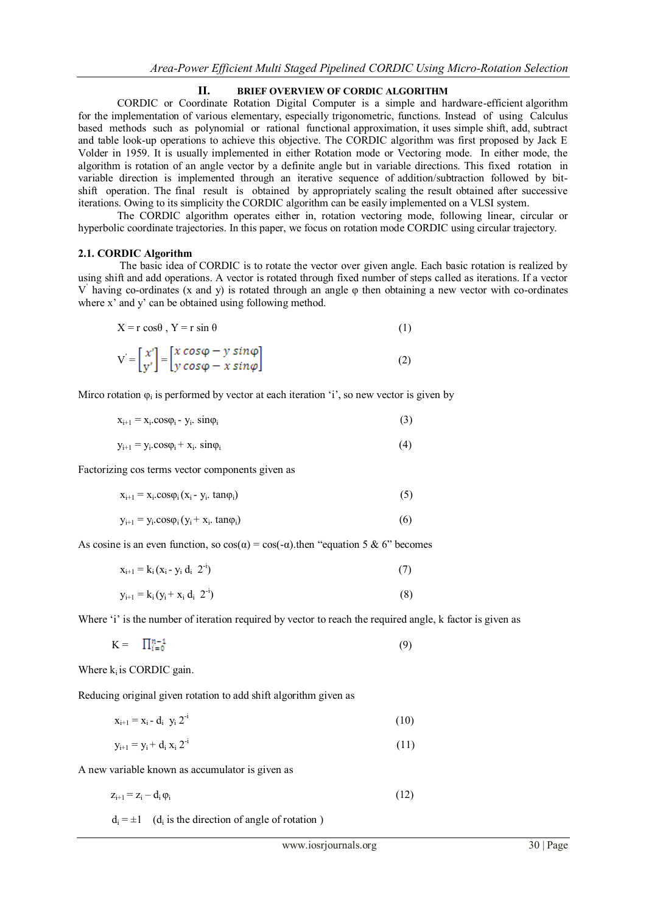## II. BRIEF OVERVIEW OF CORDIC ALGORITHM

CORDIC or Coordinate Rotation Digital Computer is a simple and hardware-efficient algorithm for the implementation of various elementary, especially trigonometric, functions. Instead of using Calculus based methods such as polynomial or rational functional approximation, it uses simple shift, add, subtract and table look-up operations to achieve this objective. The CORDIC algorithm was first proposed by Jack E Volder in 1959. It is usually implemented in either Rotation mode or Vectoring mode. In either mode, the algorithm is rotation of an angle vector by a definite angle but in variable directions. This fixed rotation in variable direction is implemented through an iterative sequence of addition/subtraction followed by bit-shift operation. The final result is obtained by appropriately scaling the result obtained after successive iterations. Owing to its simplicity the CORDIC algorithm can be easily implemented on a VLSI system.

The CORDIC algorithm operates either in, rotation vectoring mode, following linear, circular or hyperbolic coordinate trajectories. In this paper, we focus on rotation mode CORDIC using circular trajectory.

### 2.1. CORDIC Algorithm

The basic idea of CORDIC is to rotate the vector over given angle. Each basic rotation is realized by using shift and add operations. A vector is rotated through fixed number of steps called as iterations. If a vector V' having co-ordinates (x and y) is rotated through an angle φ then obtaining a new vector with co-ordinates where x' and y' can be obtained using following method.

$$X = r\cos\theta \,,\; Y = r\sin\theta \tag{1}$$

$$V' = \begin{bmatrix} x' \\ y' \end{bmatrix} = \begin{bmatrix} x\cos\varphi - y\sin\varphi \\ y\cos\varphi - x\sin\varphi \end{bmatrix} \tag{2}$$

Mirco rotation $\varphi_i$ is performed by vector at each iteration 'i', so new vector is given by

$$x_{i+1} = x_i.\cos\varphi_i - y_i.\sin\varphi_i \tag{3}$$

$$y_{i+1} = y_i.\cos\varphi_i + x_i.\sin\varphi_i \tag{4}$$

Factorizing cos terms vector components given as

$$x_{i+1} = x_i.\cos\varphi_i\,(x_i - y_i.\tan\varphi_i) \tag{5}$$

$$y_{i+1} = y_i.\cos\varphi_i\,(y_i + x_i.\tan\varphi_i) \tag{6}$$

As cosine is an even function, so $\cos(\alpha) = \cos(-\alpha)$.then "equation 5 & 6" becomes

$$x_{i+1} = k_i\,(x_i - y_i\, d_i\; 2^{-i}) \tag{7}$$

$$y_{i+1} = k_i\,(y_i + x_i\, d_i\; 2^{-i}) \tag{8}$$

Where 'i' is the number of iteration required by vector to reach the required angle, k factor is given as

$$K = \prod_{i=0}^{n-1} \tag{9}$$

Where $k_i$ is CORDIC gain.

Reducing original given rotation to add shift algorithm given as

$$x_{i+1} = x_i - d_i\; y_i\, 2^{-i} \tag{10}$$

$$y_{i+1} = y_i + d_i\, x_i\, 2^{-i} \tag{11}$$

A new variable known as accumulator is given as

$$z_{i+1} = z_i - d_i\,\varphi_i \tag{12}$$

$d_i = \pm 1$ ($d_i$ is the direction of angle of rotation )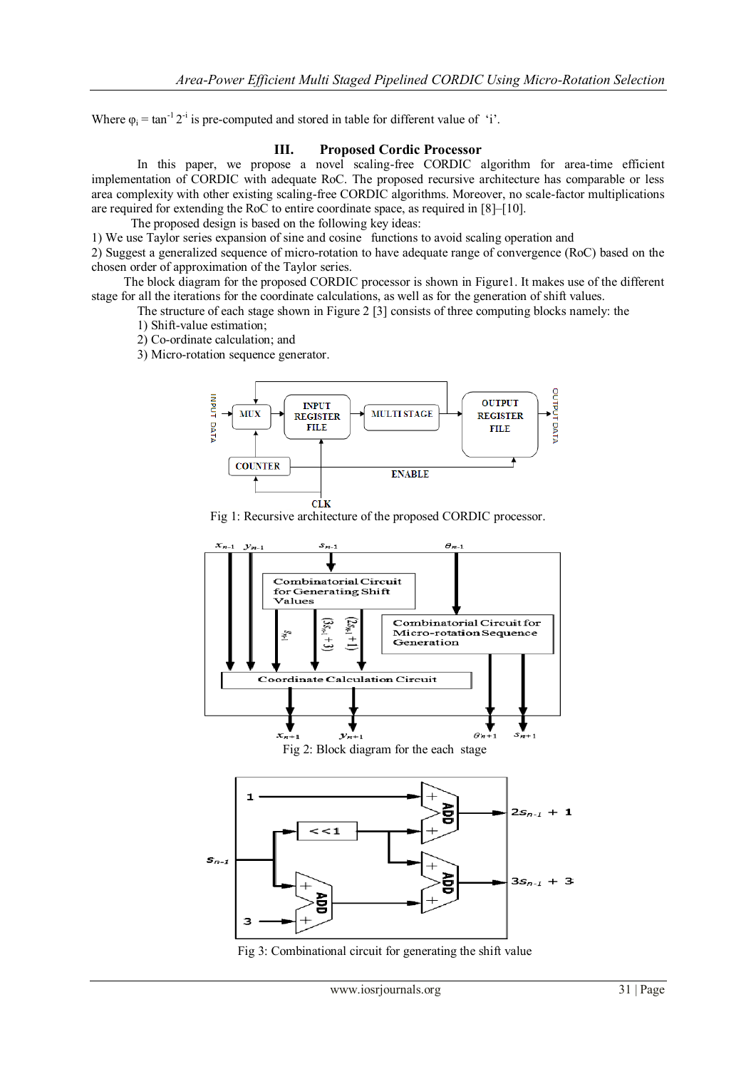Where $\varphi_i = \tan^{-1} 2^{-i}$ is pre-computed and stored in table for different value of 'i'.

## III. Proposed Cordic Processor

In this paper, we propose a novel scaling-free CORDIC algorithm for area-time efficient implementation of CORDIC with adequate RoC. The proposed recursive architecture has comparable or less area complexity with other existing scaling-free CORDIC algorithms. Moreover, no scale-factor multiplications are required for extending the RoC to entire coordinate space, as required in [8]–[10].

The proposed design is based on the following key ideas:

1) We use Taylor series expansion of sine and cosine functions to avoid scaling operation and
2) Suggest a generalized sequence of micro-rotation to have adequate range of convergence (RoC) based on the chosen order of approximation of the Taylor series.

The block diagram for the proposed CORDIC processor is shown in Figure1. It makes use of the different stage for all the iterations for the coordinate calculations, as well as for the generation of shift values.

The structure of each stage shown in Figure 2 [3] consists of three computing blocks namely: the

1) Shift-value estimation;
2) Co-ordinate calculation; and
3) Micro-rotation sequence generator.

Fig 1: Recursive architecture of the proposed CORDIC processor.

Fig 2: Block diagram for the each stage

Fig 3: Combinational circuit for generating the shift value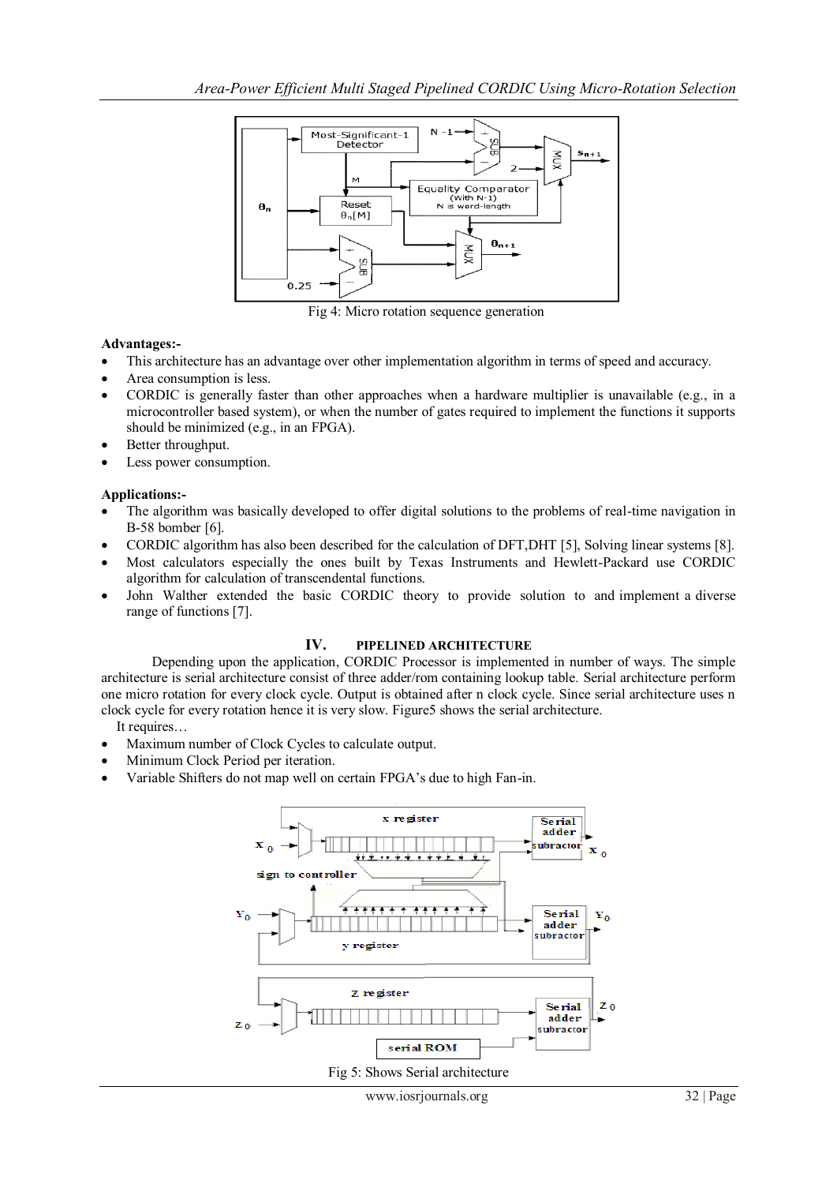Fig 4: Micro rotation sequence generation

**Advantages:-**

- This architecture has an advantage over other implementation algorithm in terms of speed and accuracy.
- Area consumption is less.
- CORDIC is generally faster than other approaches when a hardware multiplier is unavailable (e.g., in a microcontroller based system), or when the number of gates required to implement the functions it supports should be minimized (e.g., in an FPGA).
- Better throughput.
- Less power consumption.

**Applications:-**

- The algorithm was basically developed to offer digital solutions to the problems of real-time navigation in B-58 bomber [6].
- CORDIC algorithm has also been described for the calculation of DFT,DHT [5], Solving linear systems [8].
- Most calculators especially the ones built by Texas Instruments and Hewlett-Packard use CORDIC algorithm for calculation of transcendental functions.
- John Walther extended the basic CORDIC theory to provide solution to and implement a diverse range of functions [7].

## IV. PIPELINED ARCHITECTURE

Depending upon the application, CORDIC Processor is implemented in number of ways. The simple architecture is serial architecture consist of three adder/rom containing lookup table. Serial architecture perform one micro rotation for every clock cycle. Output is obtained after n clock cycle. Since serial architecture uses n clock cycle for every rotation hence it is very slow. Figure5 shows the serial architecture.

It requires…

- Maximum number of Clock Cycles to calculate output.
- Minimum Clock Period per iteration.
- Variable Shifters do not map well on certain FPGA's due to high Fan-in.

Fig 5: Shows Serial architecture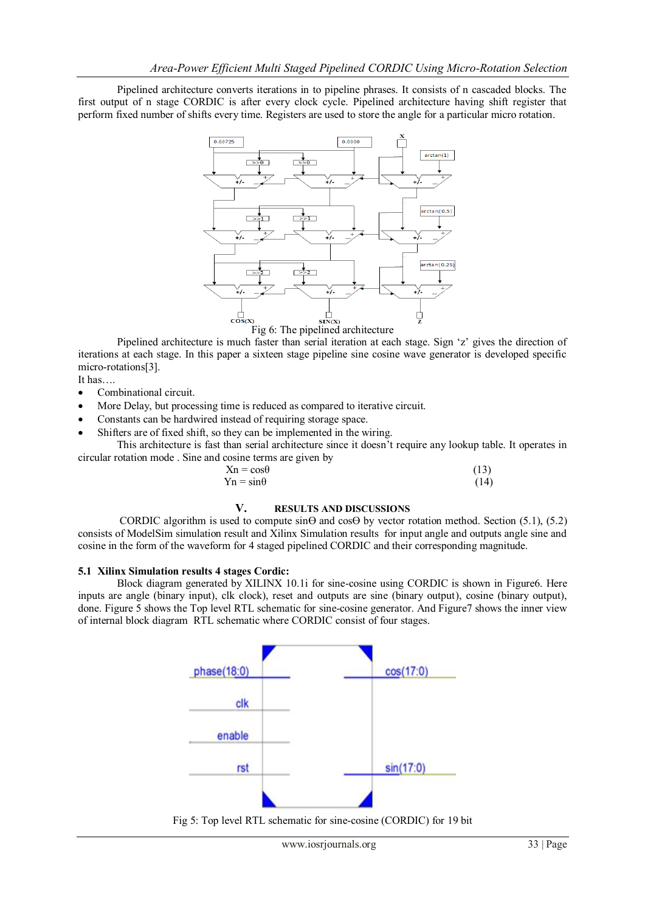Pipelined architecture converts iterations in to pipeline phrases. It consists of n cascaded blocks. The first output of n stage CORDIC is after every clock cycle. Pipelined architecture having shift register that perform fixed number of shifts every time. Registers are used to store the angle for a particular micro rotation.

Fig 6: The pipelined architecture

Pipelined architecture is much faster than serial iteration at each stage. Sign 'z' gives the direction of iterations at each stage. In this paper a sixteen stage pipeline sine cosine wave generator is developed specific micro-rotations[3].

It has….

- Combinational circuit.
- More Delay, but processing time is reduced as compared to iterative circuit.
- Constants can be hardwired instead of requiring storage space.
- Shifters are of fixed shift, so they can be implemented in the wiring.

This architecture is fast than serial architecture since it doesn't require any lookup table. It operates in circular rotation mode . Sine and cosine terms are given by

$$X_n = \cos\theta \qquad (13)$$

$$Y_n = \sin\theta \qquad (14)$$

## V. RESULTS AND DISCUSSIONS

CORDIC algorithm is used to compute sinΘ and cosΘ by vector rotation method. Section (5.1), (5.2) consists of ModelSim simulation result and Xilinx Simulation results for input angle and outputs angle sine and cosine in the form of the waveform for 4 staged pipelined CORDIC and their corresponding magnitude.

### 5.1 Xilinx Simulation results 4 stages Cordic:

Block diagram generated by XILINX 10.1i for sine-cosine using CORDIC is shown in Figure6. Here inputs are angle (binary input), clk clock), reset and outputs are sine (binary output), cosine (binary output), done. Figure 5 shows the Top level RTL schematic for sine-cosine generator. And Figure7 shows the inner view of internal block diagram RTL schematic where CORDIC consist of four stages.

Fig 5: Top level RTL schematic for sine-cosine (CORDIC) for 19 bit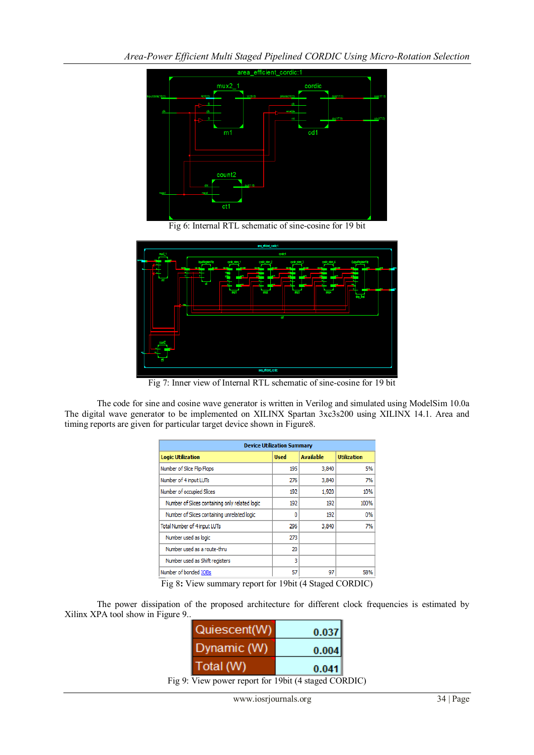Fig 6: Internal RTL schematic of sine-cosine for 19 bit

Fig 7: Inner view of Internal RTL schematic of sine-cosine for 19 bit

The code for sine and cosine wave generator is written in Verilog and simulated using ModelSim 10.0a The digital wave generator to be implemented on XILINX Spartan 3xc3s200 using XILINX 14.1. Area and timing reports are given for particular target device shown in Figure8.

| Device Utilization Summary | | | |
|---|---|---|---|
| **Logic Utilization** | **Used** | **Available** | **Utilization** |
| Number of Slice Flip Flops | 195 | 3,840 | 5% |
| Number of 4 input LUTs | 276 | 3,840 | 7% |
| Number of occupied Slices | 192 | 1,920 | 10% |
| Number of Slices containing only related logic | 192 | 192 | 100% |
| Number of Slices containing unrelated logic | 0 | 192 | 0% |
| Total Number of 4 input LUTs | 296 | 3,840 | 7% |
| Number used as logic | 273 | | |
| Number used as a route-thru | 20 | | |
| Number used as Shift registers | 3 | | |
| Number of bonded IOBs | 57 | 97 | 58% |

Fig 8: View summary report for 19bit (4 Staged CORDIC)

The power dissipation of the proposed architecture for different clock frequencies is estimated by Xilinx XPA tool show in Figure 9..

| | |
|---|---|
| Quiescent(W) | 0.037 |
| Dynamic (W) | 0.004 |
| Total (W) | 0.041 |

Fig 9: View power report for 19bit (4 staged CORDIC)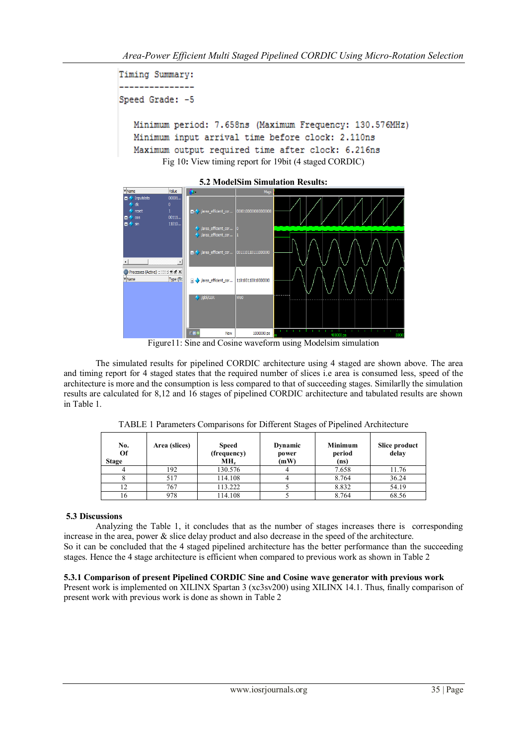```
Timing Summary:
---------------
Speed Grade: -5

   Minimum period: 7.658ns (Maximum Frequency: 130.576MHz)
   Minimum input arrival time before clock: 2.110ns
   Maximum output required time after clock: 6.216ns
```

Fig 10**:** View timing report for 19bit (4 staged CORDIC)

### 5.2 ModelSim Simulation Results:

Figure11: Sine and Cosine waveform using Modelsim simulation

The simulated results for pipelined CORDIC architecture using 4 staged are shown above. The area and timing report for 4 staged states that the required number of slices i.e area is consumed less, speed of the architecture is more and the consumption is less compared to that of succeeding stages. Similarlly the simulation results are calculated for 8,12 and 16 stages of pipelined CORDIC architecture and tabulated results are shown in Table 1.

TABLE 1 Parameters Comparisons for Different Stages of Pipelined Architecture

| No. Of Stage | Area (slices) | Speed (frequency) MHz | Dynamic power (mW) | Minimum period (ns) | Slice product delay |
|---|---|---|---|---|---|
| 4 | 192 | 130.576 | 4 | 7.658 | 11.76 |
| 8 | 517 | 114.108 | 4 | 8.764 | 36.24 |
| 12 | 767 | 113.222 | 5 | 8.832 | 54.19 |
| 16 | 978 | 114.108 | 5 | 8.764 | 68.56 |

### 5.3 Discussions

Analyzing the Table 1, it concludes that as the number of stages increases there is corresponding increase in the area, power & slice delay product and also decrease in the speed of the architecture.
So it can be concluded that the 4 staged pipelined architecture has the better performance than the succeeding stages. Hence the 4 stage architecture is efficient when compared to previous work as shown in Table 2

#### 5.3.1 Comparison of present Pipelined CORDIC Sine and Cosine wave generator with previous work

Present work is implemented on XILINX Spartan 3 (xc3sv200) using XILINX 14.1. Thus, finally comparison of present work with previous work is done as shown in Table 2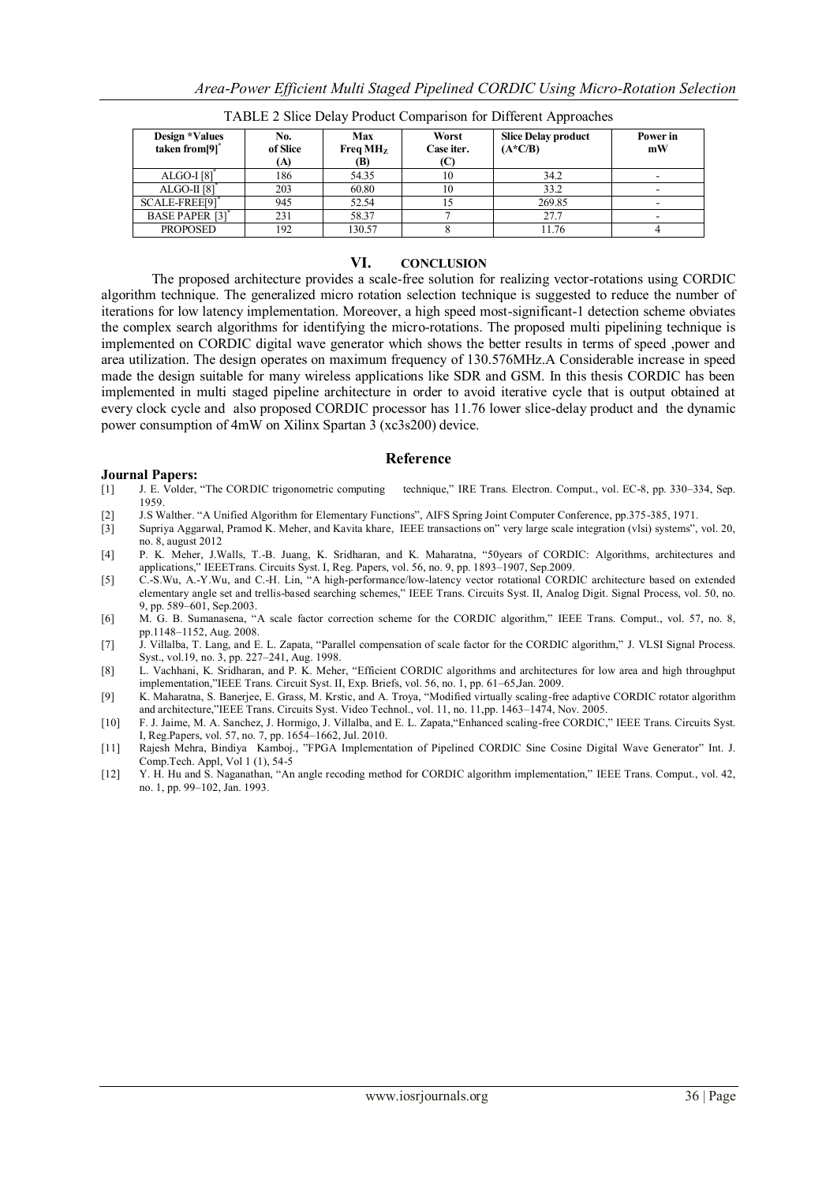TABLE 2 Slice Delay Product Comparison for Different Approaches

| Design *Values taken from[9]* | No. of Slice (A) | Max Freq $MH_Z$ (B) | Worst Case iter. (C) | Slice Delay product (A*C/B) | Power in mW |
|---|---|---|---|---|---|
| ALGO-I [8]* | 186 | 54.35 | 10 | 34.2 | - |
| ALGO-II [8]* | 203 | 60.80 | 10 | 33.2 | - |
| SCALE-FREE[9]* | 945 | 52.54 | 15 | 269.85 | - |
| BASE PAPER [3]* | 231 | 58.37 | 7 | 27.7 | - |
| PROPOSED | 192 | 130.57 | 8 | 11.76 | 4 |

## VI. CONCLUSION

The proposed architecture provides a scale-free solution for realizing vector-rotations using CORDIC algorithm technique. The generalized micro rotation selection technique is suggested to reduce the number of iterations for low latency implementation. Moreover, a high speed most-significant-1 detection scheme obviates the complex search algorithms for identifying the micro-rotations. The proposed multi pipelining technique is implemented on CORDIC digital wave generator which shows the better results in terms of speed ,power and area utilization. The design operates on maximum frequency of 130.576MHz.A Considerable increase in speed made the design suitable for many wireless applications like SDR and GSM. In this thesis CORDIC has been implemented in multi staged pipeline architecture in order to avoid iterative cycle that is output obtained at every clock cycle and also proposed CORDIC processor has 11.76 lower slice-delay product and the dynamic power consumption of 4mW on Xilinx Spartan 3 (xc3s200) device.

## Reference

**Journal Papers:**

[1] J. E. Volder, "The CORDIC trigonometric computing technique," IRE Trans. Electron. Comput., vol. EC-8, pp. 330–334, Sep. 1959.

[2] J.S Walther. "A Unified Algorithm for Elementary Functions", AIFS Spring Joint Computer Conference, pp.375-385, 1971.

[3] Supriya Aggarwal, Pramod K. Meher, and Kavita khare, IEEE transactions on" very large scale integration (vlsi) systems", vol. 20, no. 8, august 2012

[4] P. K. Meher, J.Walls, T.-B. Juang, K. Sridharan, and K. Maharatna, "50years of CORDIC: Algorithms, architectures and applications," IEEETrans. Circuits Syst. I, Reg. Papers, vol. 56, no. 9, pp. 1893–1907, Sep.2009.

[5] C.-S.Wu, A.-Y.Wu, and C.-H. Lin, "A high-performance/low-latency vector rotational CORDIC architecture based on extended elementary angle set and trellis-based searching schemes," IEEE Trans. Circuits Syst. II, Analog Digit. Signal Process, vol. 50, no. 9, pp. 589–601, Sep.2003.

[6] M. G. B. Sumanasena, "A scale factor correction scheme for the CORDIC algorithm," IEEE Trans. Comput., vol. 57, no. 8, pp.1148–1152, Aug. 2008.

[7] J. Villalba, T. Lang, and E. L. Zapata, "Parallel compensation of scale factor for the CORDIC algorithm," J. VLSI Signal Process. Syst., vol.19, no. 3, pp. 227–241, Aug. 1998.

[8] L. Vachhani, K. Sridharan, and P. K. Meher, "Efficient CORDIC algorithms and architectures for low area and high throughput implementation,"IEEE Trans. Circuit Syst. II, Exp. Briefs, vol. 56, no. 1, pp. 61–65,Jan. 2009.

[9] K. Maharatna, S. Banerjee, E. Grass, M. Krstic, and A. Troya, "Modified virtually scaling-free adaptive CORDIC rotator algorithm and architecture,"IEEE Trans. Circuits Syst. Video Technol., vol. 11, no. 11,pp. 1463–1474, Nov. 2005.

[10] F. J. Jaime, M. A. Sanchez, J. Hormigo, J. Villalba, and E. L. Zapata,"Enhanced scaling-free CORDIC," IEEE Trans. Circuits Syst. I, Reg.Papers, vol. 57, no. 7, pp. 1654–1662, Jul. 2010.

[11] Rajesh Mehra, Bindiya Kamboj., "FPGA Implementation of Pipelined CORDIC Sine Cosine Digital Wave Generator" Int. J. Comp.Tech. Appl, Vol 1 (1), 54-5

[12] Y. H. Hu and S. Naganathan, "An angle recoding method for CORDIC algorithm implementation," IEEE Trans. Comput., vol. 42, no. 1, pp. 99–102, Jan. 1993.